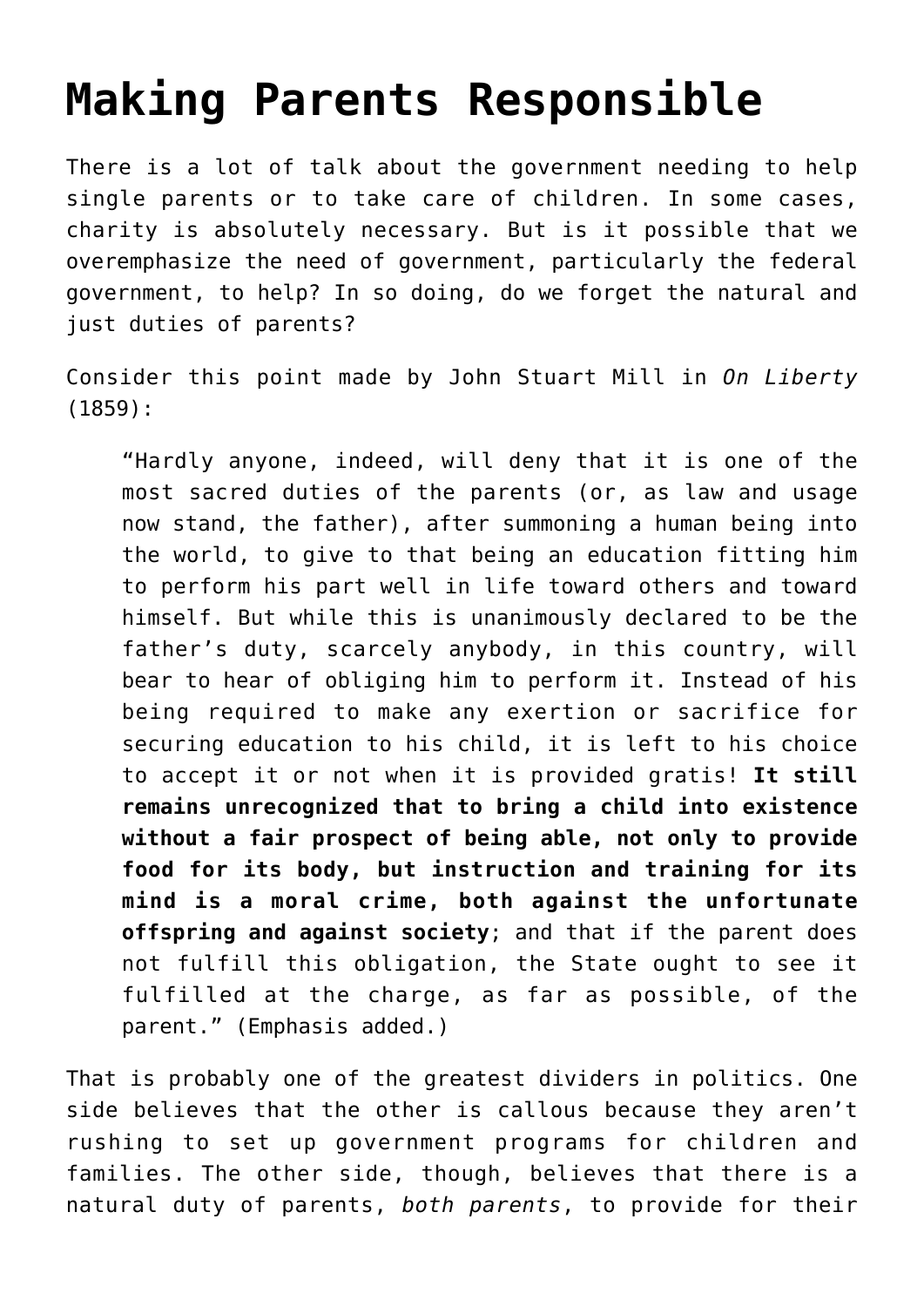# Making Parents Responsible

There is a lot of talk about the government needing to help single parents or to take care of children. In some cases, charity is absolutely necessary. But is it possible that we overemphasize the need of government, particularly the federal government, to help? In so doing, do we forget the natural and just duties of parents?

Consider this point made by John Stuart Mill in *On Liberty* (1859):

> "Hardly anyone, indeed, will deny that it is one of the most sacred duties of the parents (or, as law and usage now stand, the father), after summoning a human being into the world, to give to that being an education fitting him to perform his part well in life toward others and toward himself. But while this is unanimously declared to be the father's duty, scarcely anybody, in this country, will bear to hear of obliging him to perform it. Instead of his being required to make any exertion or sacrifice for securing education to his child, it is left to his choice to accept it or not when it is provided gratis! **It still remains unrecognized that to bring a child into existence without a fair prospect of being able, not only to provide food for its body, but instruction and training for its mind is a moral crime, both against the unfortunate offspring and against society**; and that if the parent does not fulfill this obligation, the State ought to see it fulfilled at the charge, as far as possible, of the parent." (Emphasis added.)

That is probably one of the greatest dividers in politics. One side believes that the other is callous because they aren't rushing to set up government programs for children and families. The other side, though, believes that there is a natural duty of parents, *both parents*, to provide for their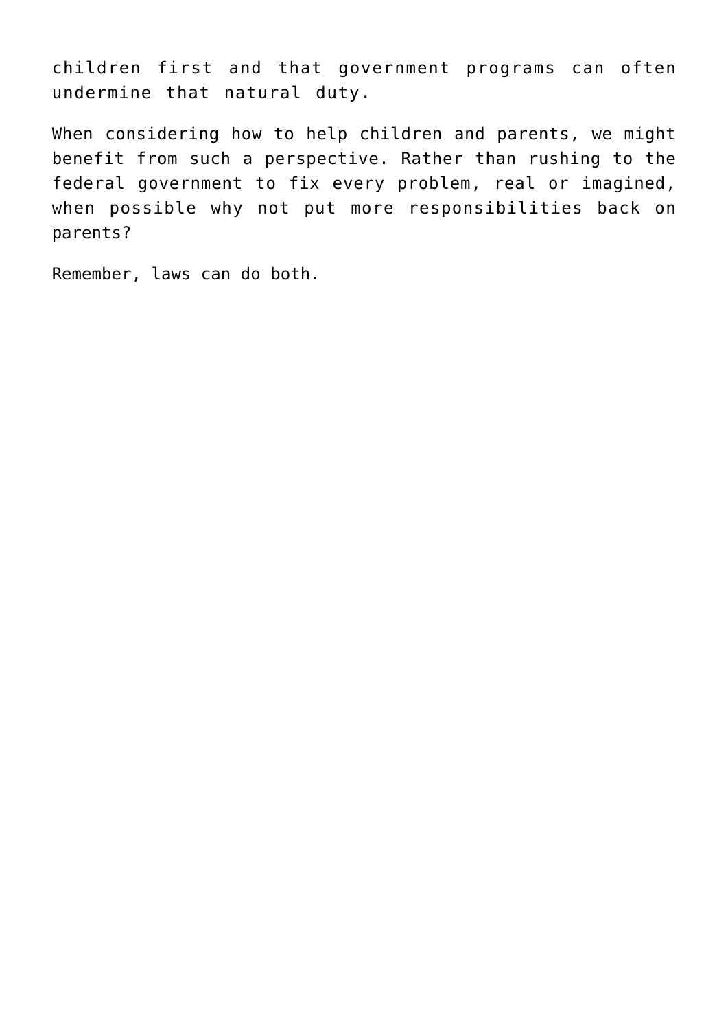children first and that government programs can often undermine that natural duty.

When considering how to help children and parents, we might benefit from such a perspective. Rather than rushing to the federal government to fix every problem, real or imagined, when possible why not put more responsibilities back on parents?

Remember, laws can do both.